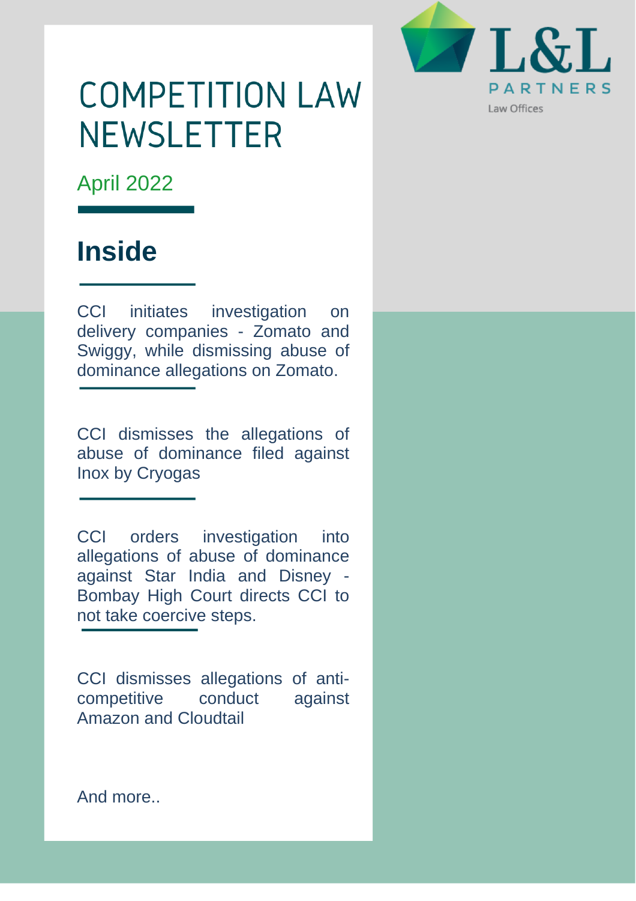L&L PARTNERS
Law Offices

# COMPETITION LAW NEWSLETTER

April 2022

## Inside

CCI initiates investigation on delivery companies - Zomato and Swiggy, while dismissing abuse of dominance allegations on Zomato.

CCI dismisses the allegations of abuse of dominance filed against Inox by Cryogas

CCI orders investigation into allegations of abuse of dominance against Star India and Disney - Bombay High Court directs CCI to not take coercive steps.

CCI dismisses allegations of anti-competitive conduct against Amazon and Cloudtail

And more..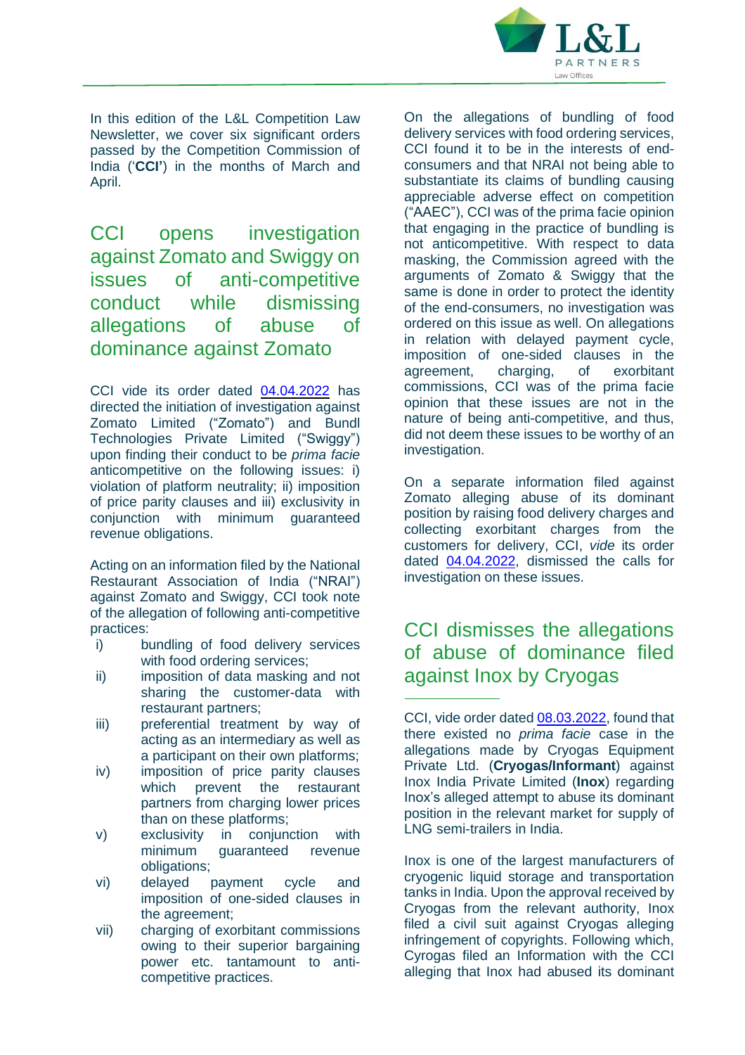In this edition of the L&L Competition Law Newsletter, we cover six significant orders passed by the Competition Commission of India ('**CCI'**) in the months of March and April.

## CCI opens investigation against Zomato and Swiggy on issues of anti-competitive conduct while dismissing allegations of abuse of dominance against Zomato

CCI vide its order dated [04.04.2022](#) has directed the initiation of investigation against Zomato Limited ("Zomato") and Bundl Technologies Private Limited ("Swiggy") upon finding their conduct to be *prima facie* anticompetitive on the following issues: i) violation of platform neutrality; ii) imposition of price parity clauses and iii) exclusivity in conjunction with minimum guaranteed revenue obligations.

Acting on an information filed by the National Restaurant Association of India ("NRAI") against Zomato and Swiggy, CCI took note of the allegation of following anti-competitive practices:

- i) bundling of food delivery services with food ordering services;
- ii) imposition of data masking and not sharing the customer-data with restaurant partners;
- iii) preferential treatment by way of acting as an intermediary as well as a participant on their own platforms;
- iv) imposition of price parity clauses which prevent the restaurant partners from charging lower prices than on these platforms;
- v) exclusivity in conjunction with minimum guaranteed revenue obligations;
- vi) delayed payment cycle and imposition of one-sided clauses in the agreement;
- vii) charging of exorbitant commissions owing to their superior bargaining power etc. tantamount to anti-competitive practices.

On the allegations of bundling of food delivery services with food ordering services, CCI found it to be in the interests of end-consumers and that NRAI not being able to substantiate its claims of bundling causing appreciable adverse effect on competition ("AAEC"), CCI was of the prima facie opinion that engaging in the practice of bundling is not anticompetitive. With respect to data masking, the Commission agreed with the arguments of Zomato & Swiggy that the same is done in order to protect the identity of the end-consumers, no investigation was ordered on this issue as well. On allegations in relation with delayed payment cycle, imposition of one-sided clauses in the agreement, charging, of exorbitant commissions, CCI was of the prima facie opinion that these issues are not in the nature of being anti-competitive, and thus, did not deem these issues to be worthy of an investigation.

On a separate information filed against Zomato alleging abuse of its dominant position by raising food delivery charges and collecting exorbitant charges from the customers for delivery, CCI, *vide* its order dated [04.04.2022](#), dismissed the calls for investigation on these issues.

## CCI dismisses the allegations of abuse of dominance filed against Inox by Cryogas

CCI, vide order dated [08.03.2022](#), found that there existed no *prima facie* case in the allegations made by Cryogas Equipment Private Ltd. (**Cryogas/Informant**) against Inox India Private Limited (**Inox**) regarding Inox's alleged attempt to abuse its dominant position in the relevant market for supply of LNG semi-trailers in India.

Inox is one of the largest manufacturers of cryogenic liquid storage and transportation tanks in India. Upon the approval received by Cryogas from the relevant authority, Inox filed a civil suit against Cryogas alleging infringement of copyrights. Following which, Cyrogas filed an Information with the CCI alleging that Inox had abused its dominant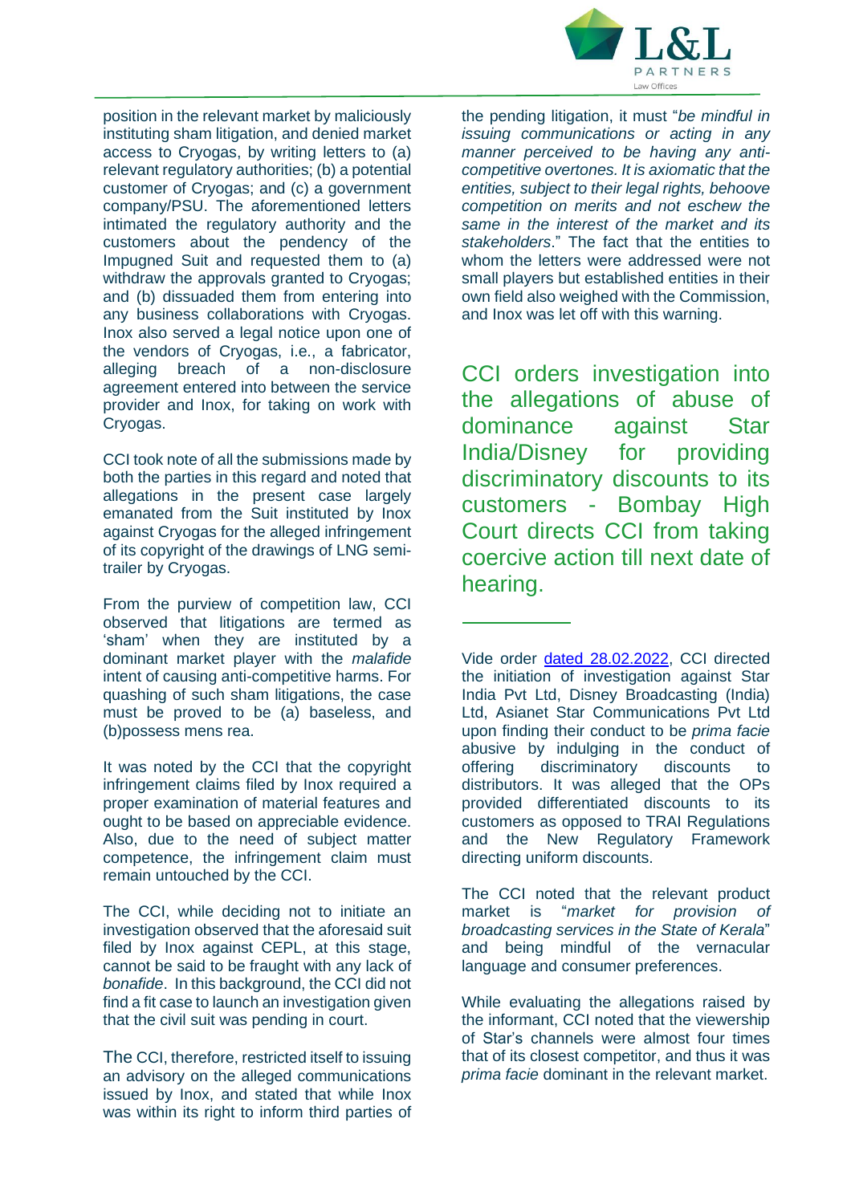position in the relevant market by maliciously instituting sham litigation, and denied market access to Cryogas, by writing letters to (a) relevant regulatory authorities; (b) a potential customer of Cryogas; and (c) a government company/PSU. The aforementioned letters intimated the regulatory authority and the customers about the pendency of the Impugned Suit and requested them to (a) withdraw the approvals granted to Cryogas; and (b) dissuaded them from entering into any business collaborations with Cryogas. Inox also served a legal notice upon one of the vendors of Cryogas, i.e., a fabricator, alleging breach of a non-disclosure agreement entered into between the service provider and Inox, for taking on work with Cryogas.

CCI took note of all the submissions made by both the parties in this regard and noted that allegations in the present case largely emanated from the Suit instituted by Inox against Cryogas for the alleged infringement of its copyright of the drawings of LNG semi-trailer by Cryogas.

From the purview of competition law, CCI observed that litigations are termed as 'sham' when they are instituted by a dominant market player with the *malafide* intent of causing anti-competitive harms. For quashing of such sham litigations, the case must be proved to be (a) baseless, and (b)possess mens rea.

It was noted by the CCI that the copyright infringement claims filed by Inox required a proper examination of material features and ought to be based on appreciable evidence. Also, due to the need of subject matter competence, the infringement claim must remain untouched by the CCI.

The CCI, while deciding not to initiate an investigation observed that the aforesaid suit filed by Inox against CEPL, at this stage, cannot be said to be fraught with any lack of *bonafide*. In this background, the CCI did not find a fit case to launch an investigation given that the civil suit was pending in court.

The CCI, therefore, restricted itself to issuing an advisory on the alleged communications issued by Inox, and stated that while Inox was within its right to inform third parties of the pending litigation, it must "*be mindful in issuing communications or acting in any manner perceived to be having any anti-competitive overtones. It is axiomatic that the entities, subject to their legal rights, behoove competition on merits and not eschew the same in the interest of the market and its stakeholders*." The fact that the entities to whom the letters were addressed were not small players but established entities in their own field also weighed with the Commission, and Inox was let off with this warning.

## CCI orders investigation into the allegations of abuse of dominance against Star India/Disney for providing discriminatory discounts to its customers - Bombay High Court directs CCI from taking coercive action till next date of hearing.

Vide order dated 28.02.2022, CCI directed the initiation of investigation against Star India Pvt Ltd, Disney Broadcasting (India) Ltd, Asianet Star Communications Pvt Ltd upon finding their conduct to be *prima facie* abusive by indulging in the conduct of offering discriminatory discounts to distributors. It was alleged that the OPs provided differentiated discounts to its customers as opposed to TRAI Regulations and the New Regulatory Framework directing uniform discounts.

The CCI noted that the relevant product market is "*market for provision of broadcasting services in the State of Kerala*" and being mindful of the vernacular language and consumer preferences.

While evaluating the allegations raised by the informant, CCI noted that the viewership of Star's channels were almost four times that of its closest competitor, and thus it was *prima facie* dominant in the relevant market.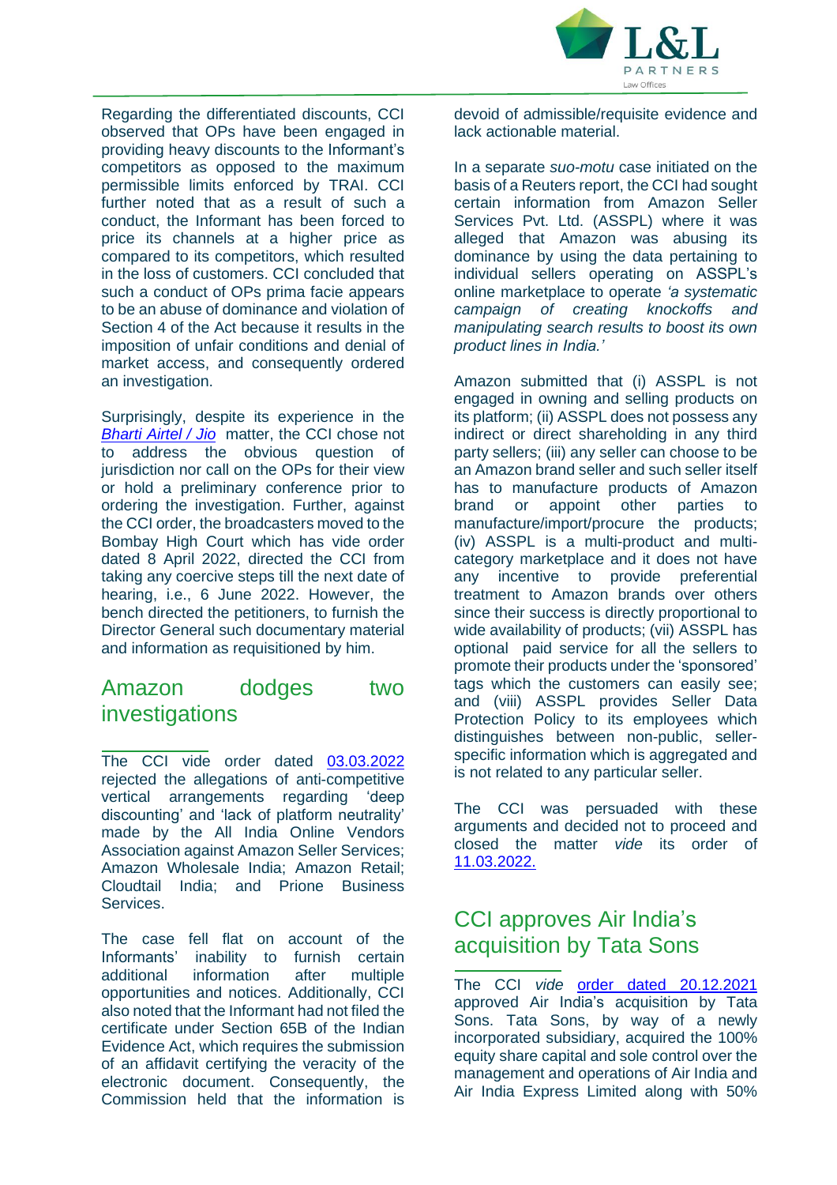Regarding the differentiated discounts, CCI observed that OPs have been engaged in providing heavy discounts to the Informant's competitors as opposed to the maximum permissible limits enforced by TRAI. CCI further noted that as a result of such a conduct, the Informant has been forced to price its channels at a higher price as compared to its competitors, which resulted in the loss of customers. CCI concluded that such a conduct of OPs prima facie appears to be an abuse of dominance and violation of Section 4 of the Act because it results in the imposition of unfair conditions and denial of market access, and consequently ordered an investigation.

Surprisingly, despite its experience in the *Bharti Airtel / Jio* matter, the CCI chose not to address the obvious question of jurisdiction nor call on the OPs for their view or hold a preliminary conference prior to ordering the investigation. Further, against the CCI order, the broadcasters moved to the Bombay High Court which has vide order dated 8 April 2022, directed the CCI from taking any coercive steps till the next date of hearing, i.e., 6 June 2022. However, the bench directed the petitioners, to furnish the Director General such documentary material and information as requisitioned by him.

## Amazon dodges two investigations

The CCI vide order dated 03.03.2022 rejected the allegations of anti-competitive vertical arrangements regarding 'deep discounting' and 'lack of platform neutrality' made by the All India Online Vendors Association against Amazon Seller Services; Amazon Wholesale India; Amazon Retail; Cloudtail India; and Prione Business Services.

The case fell flat on account of the Informants' inability to furnish certain additional information after multiple opportunities and notices. Additionally, CCI also noted that the Informant had not filed the certificate under Section 65B of the Indian Evidence Act, which requires the submission of an affidavit certifying the veracity of the electronic document. Consequently, the Commission held that the information is devoid of admissible/requisite evidence and lack actionable material.

In a separate *suo-motu* case initiated on the basis of a Reuters report, the CCI had sought certain information from Amazon Seller Services Pvt. Ltd. (ASSPL) where it was alleged that Amazon was abusing its dominance by using the data pertaining to individual sellers operating on ASSPL's online marketplace to operate *'a systematic campaign of creating knockoffs and manipulating search results to boost its own product lines in India.'*

Amazon submitted that (i) ASSPL is not engaged in owning and selling products on its platform; (ii) ASSPL does not possess any indirect or direct shareholding in any third party sellers; (iii) any seller can choose to be an Amazon brand seller and such seller itself has to manufacture products of Amazon brand or appoint other parties to manufacture/import/procure the products; (iv) ASSPL is a multi-product and multi-category marketplace and it does not have any incentive to provide preferential treatment to Amazon brands over others since their success is directly proportional to wide availability of products; (vii) ASSPL has optional paid service for all the sellers to promote their products under the 'sponsored' tags which the customers can easily see; and (viii) ASSPL provides Seller Data Protection Policy to its employees which distinguishes between non-public, seller-specific information which is aggregated and is not related to any particular seller.

The CCI was persuaded with these arguments and decided not to proceed and closed the matter *vide* its order of 11.03.2022.

## CCI approves Air India's acquisition by Tata Sons

The CCI *vide* order dated 20.12.2021 approved Air India's acquisition by Tata Sons. Tata Sons, by way of a newly incorporated subsidiary, acquired the 100% equity share capital and sole control over the management and operations of Air India and Air India Express Limited along with 50%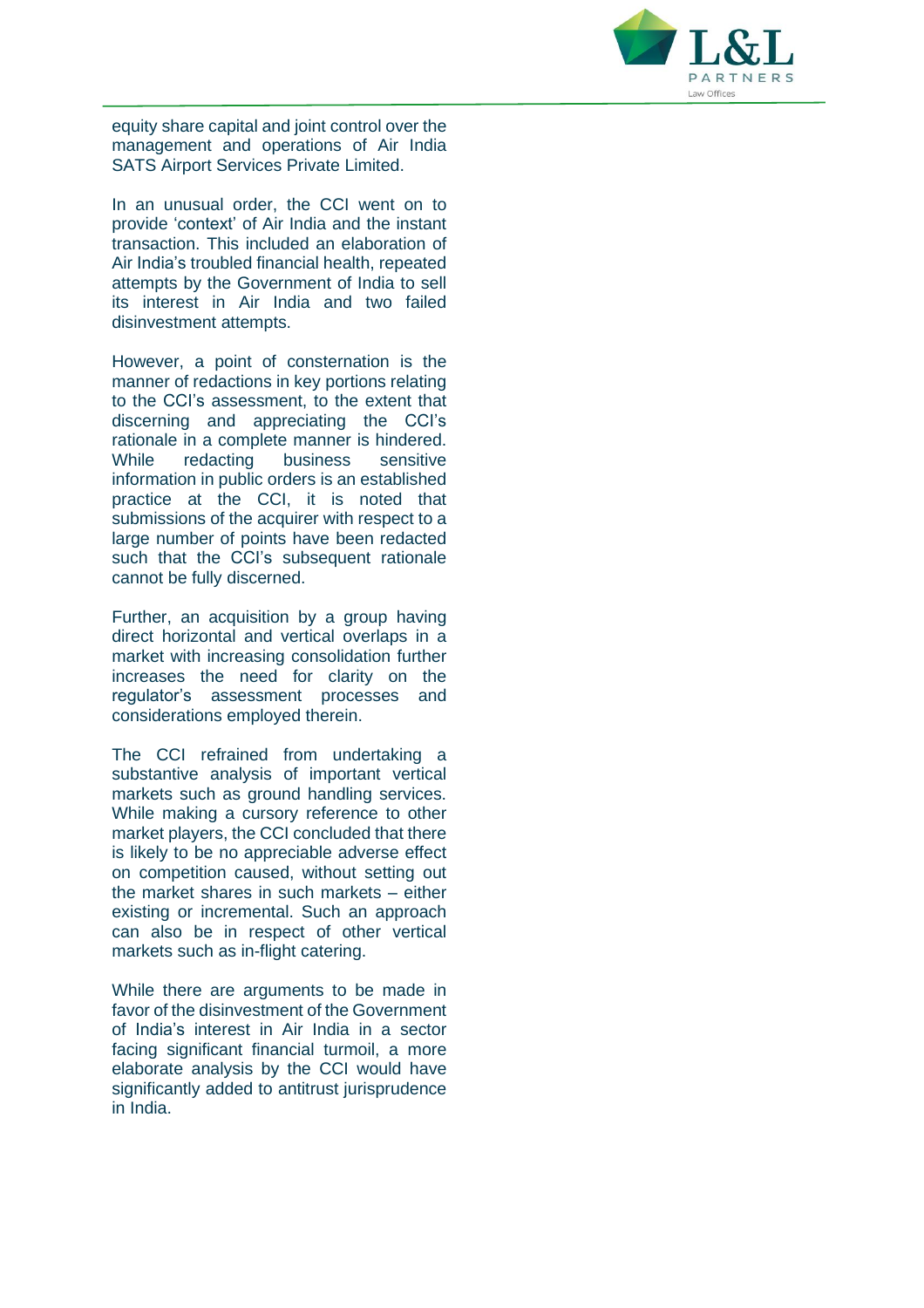equity share capital and joint control over the management and operations of Air India SATS Airport Services Private Limited.

In an unusual order, the CCI went on to provide 'context' of Air India and the instant transaction. This included an elaboration of Air India's troubled financial health, repeated attempts by the Government of India to sell its interest in Air India and two failed disinvestment attempts.

However, a point of consternation is the manner of redactions in key portions relating to the CCI's assessment, to the extent that discerning and appreciating the CCI's rationale in a complete manner is hindered. While redacting business sensitive information in public orders is an established practice at the CCI, it is noted that submissions of the acquirer with respect to a large number of points have been redacted such that the CCI's subsequent rationale cannot be fully discerned.

Further, an acquisition by a group having direct horizontal and vertical overlaps in a market with increasing consolidation further increases the need for clarity on the regulator's assessment processes and considerations employed therein.

The CCI refrained from undertaking a substantive analysis of important vertical markets such as ground handling services. While making a cursory reference to other market players, the CCI concluded that there is likely to be no appreciable adverse effect on competition caused, without setting out the market shares in such markets – either existing or incremental. Such an approach can also be in respect of other vertical markets such as in-flight catering.

While there are arguments to be made in favor of the disinvestment of the Government of India's interest in Air India in a sector facing significant financial turmoil, a more elaborate analysis by the CCI would have significantly added to antitrust jurisprudence in India.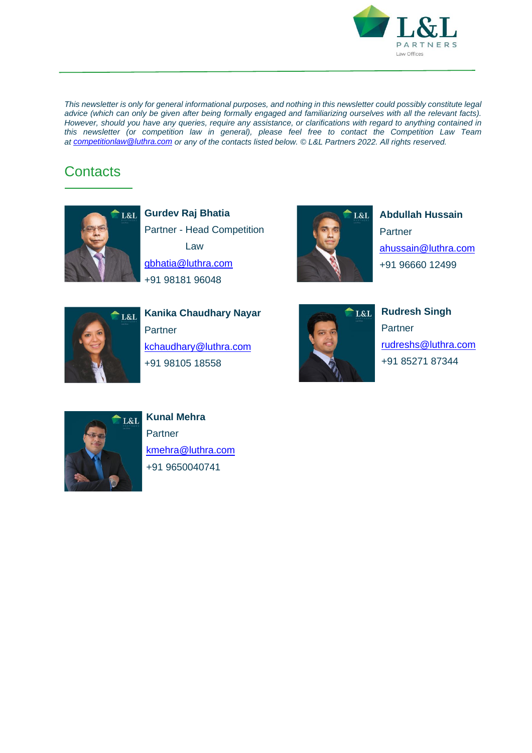*This newsletter is only for general informational purposes, and nothing in this newsletter could possibly constitute legal advice (which can only be given after being formally engaged and familiarizing ourselves with all the relevant facts). However, should you have any queries, require any assistance, or clarifications with regard to anything contained in this newsletter (or competition law in general), please feel free to contact the Competition Law Team at competitionlaw@luthra.com or any of the contacts listed below. © L&L Partners 2022. All rights reserved.*

## Contacts

**Gurdev Raj Bhatia**
Partner - Head Competition Law
gbhatia@luthra.com
+91 98181 96048

**Abdullah Hussain**
Partner
ahussain@luthra.com
+91 96660 12499

**Kanika Chaudhary Nayar**
Partner
kchaudhary@luthra.com
+91 98105 18558

**Rudresh Singh**
Partner
rudreshs@luthra.com
+91 85271 87344

**Kunal Mehra**
Partner
kmehra@luthra.com
+91 9650040741